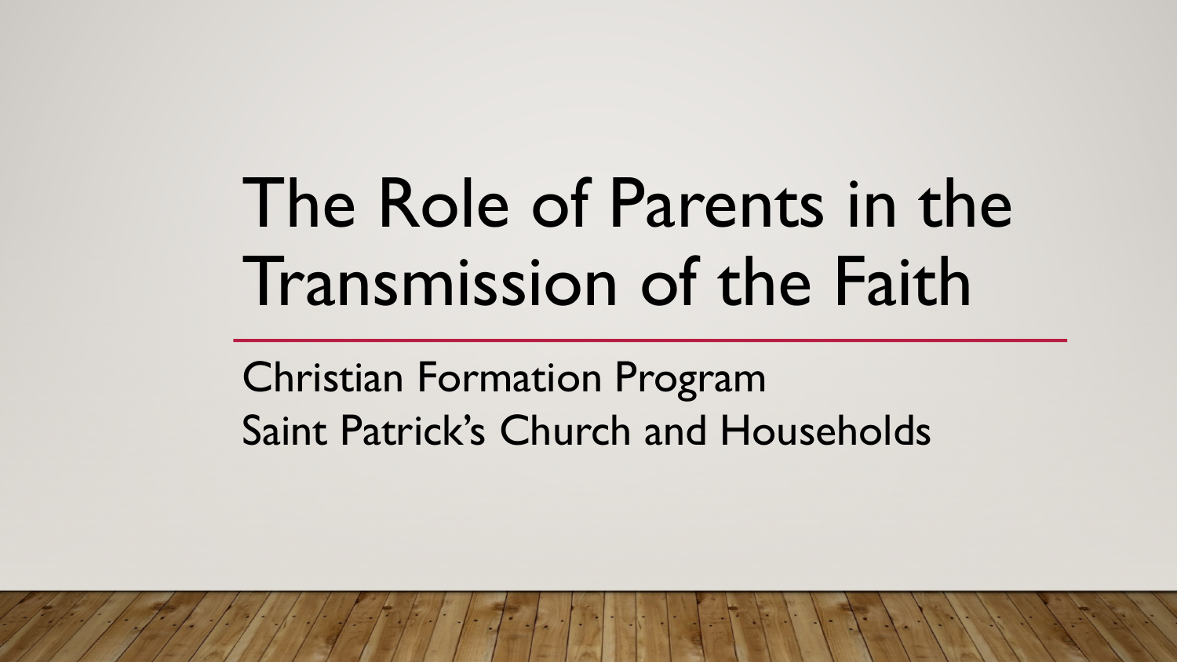# The Role of Parents in the Transmission of the Faith

Christian Formation Program
Saint Patrick's Church and Households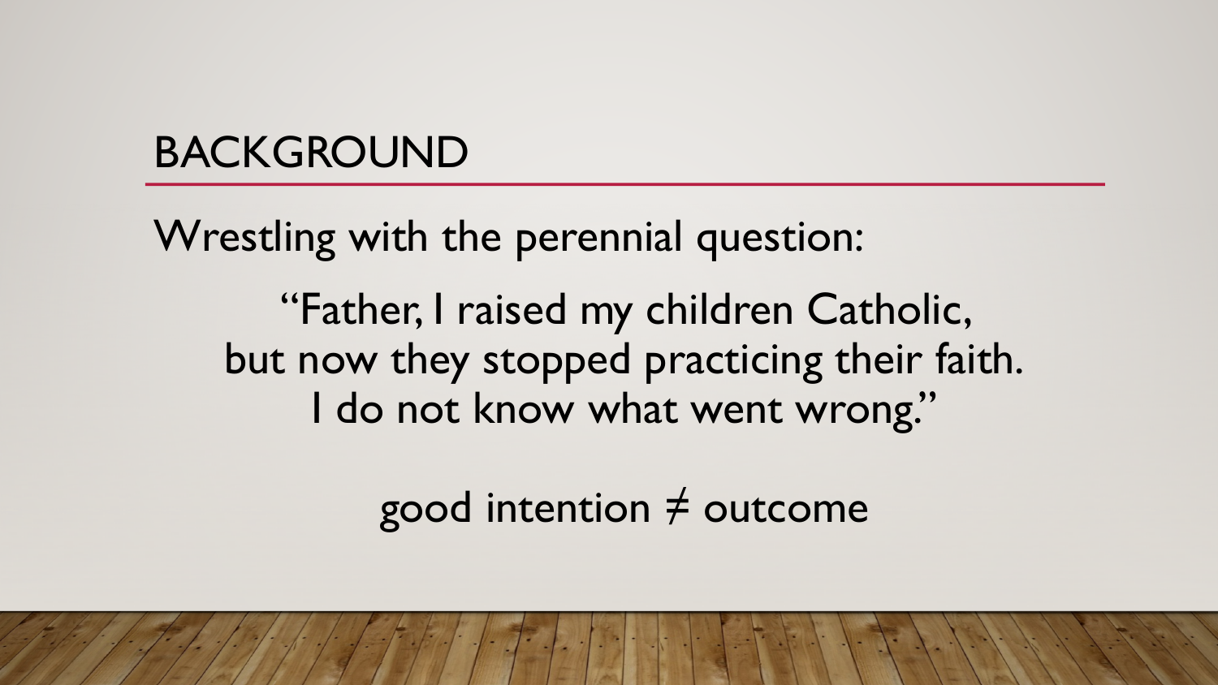## BACKGROUND

Wrestling with the perennial question:

> "Father, I raised my children Catholic,
> but now they stopped practicing their faith.
> I do not know what went wrong."

good intention ≠ outcome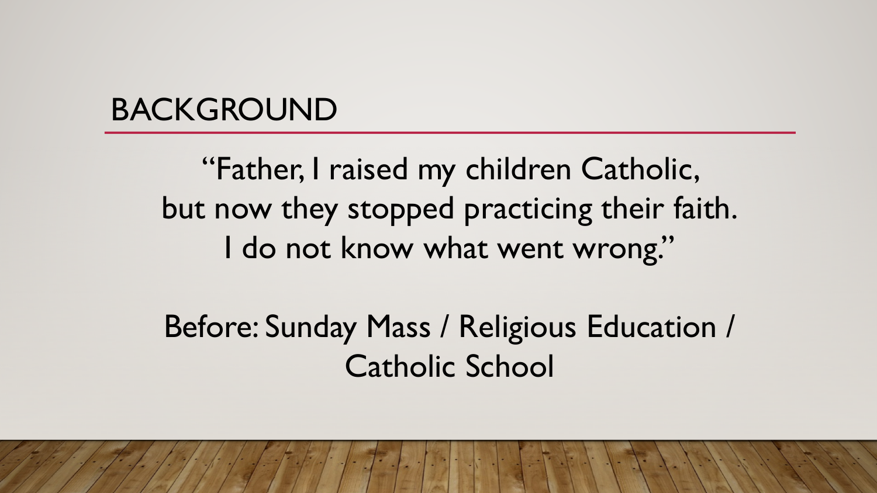# BACKGROUND

"Father, I raised my children Catholic,
but now they stopped practicing their faith.
I do not know what went wrong."

Before: Sunday Mass / Religious Education / Catholic School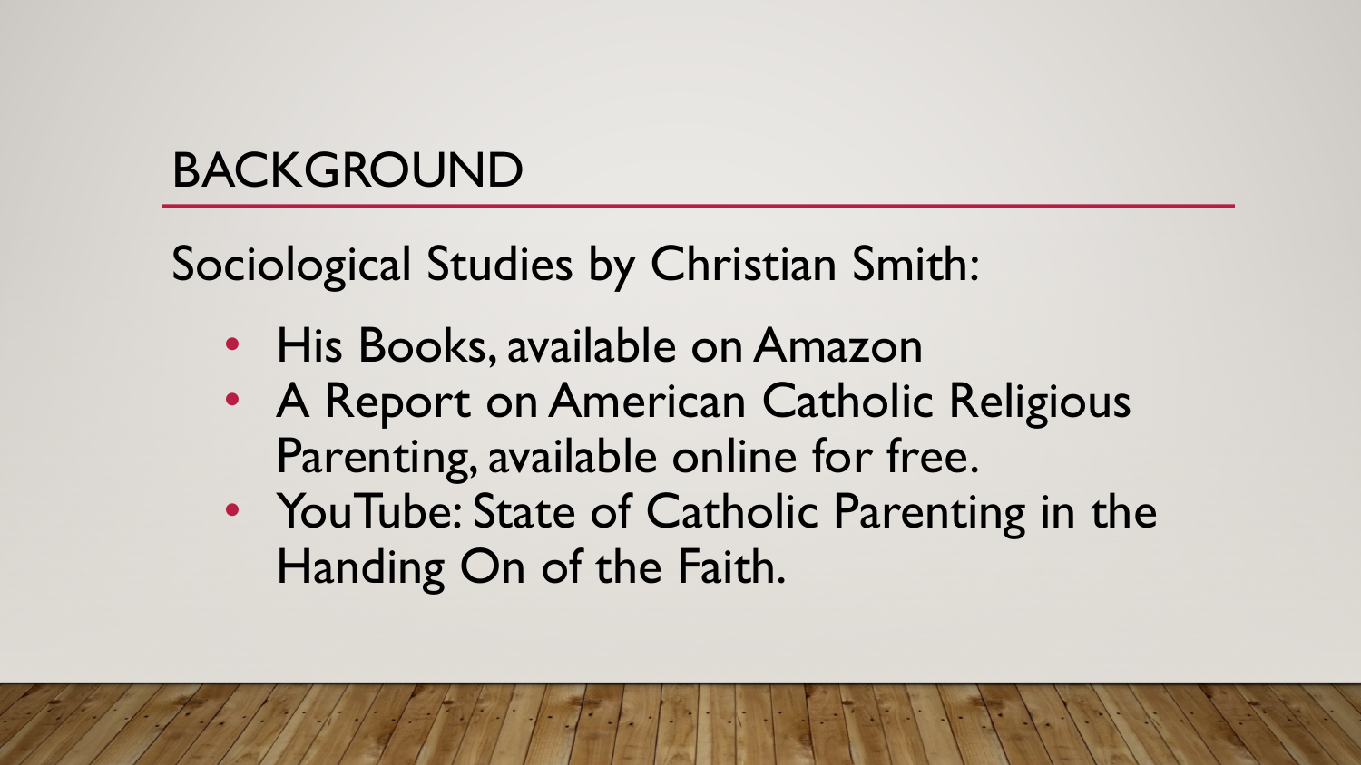# BACKGROUND

Sociological Studies by Christian Smith:

- His Books, available on Amazon
- A Report on American Catholic Religious Parenting, available online for free.
- YouTube: State of Catholic Parenting in the Handing On of the Faith.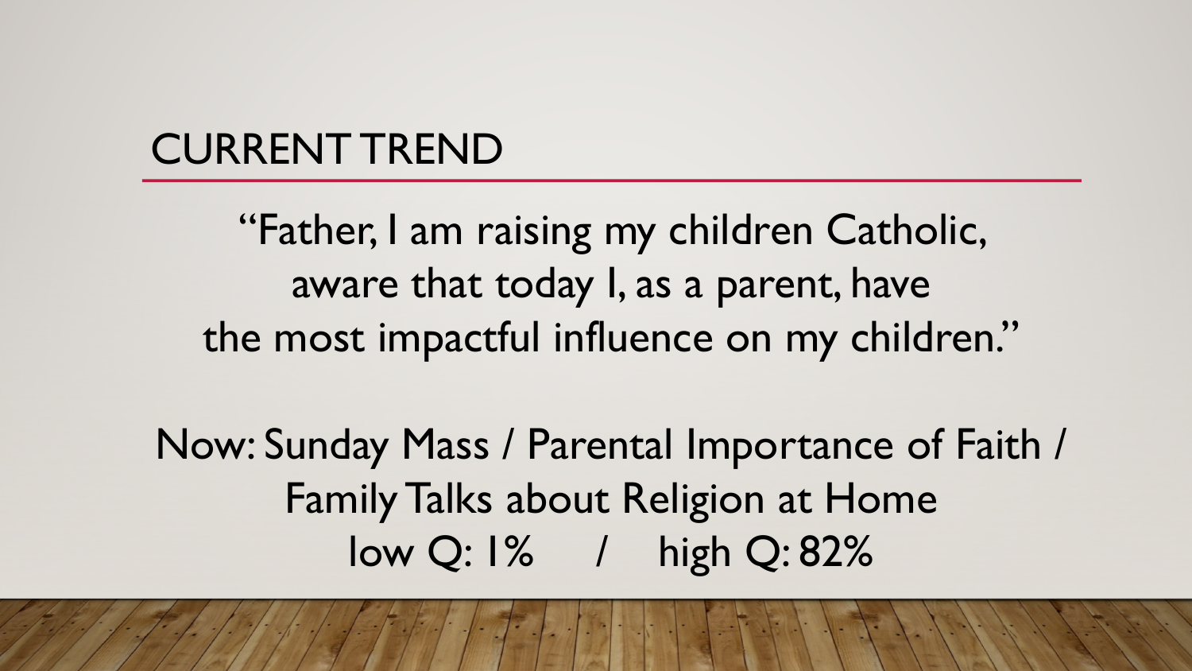## CURRENT TREND

"Father, I am raising my children Catholic, aware that today I, as a parent, have the most impactful influence on my children."

Now: Sunday Mass / Parental Importance of Faith / Family Talks about Religion at Home

low Q: 1% / high Q: 82%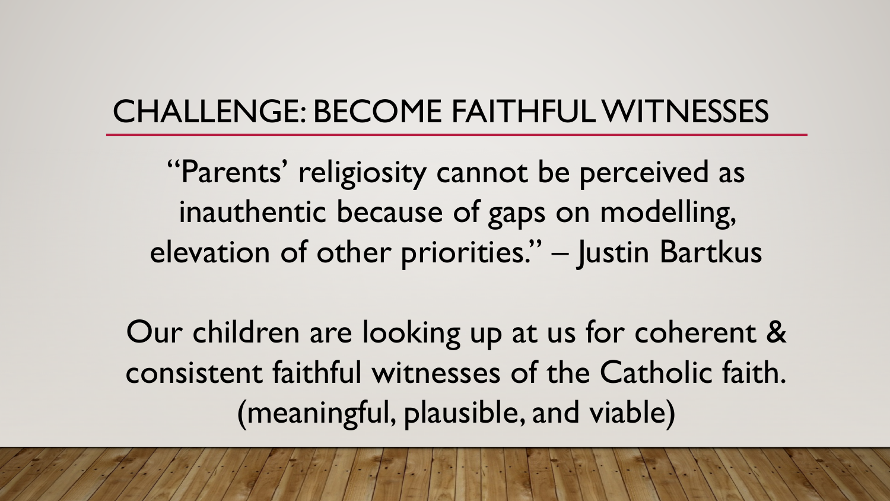# CHALLENGE: BECOME FAITHFUL WITNESSES

"Parents' religiosity cannot be perceived as inauthentic because of gaps on modelling, elevation of other priorities." – Justin Bartkus

Our children are looking up at us for coherent & consistent faithful witnesses of the Catholic faith. (meaningful, plausible, and viable)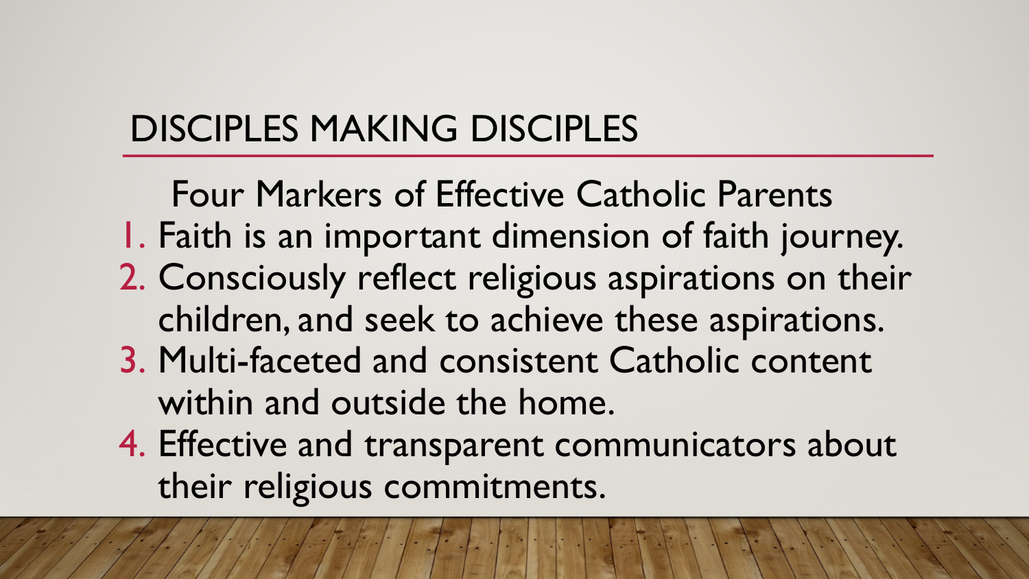# DISCIPLES MAKING DISCIPLES

Four Markers of Effective Catholic Parents

1. Faith is an important dimension of faith journey.
2. Consciously reflect religious aspirations on their children, and seek to achieve these aspirations.
3. Multi-faceted and consistent Catholic content within and outside the home.
4. Effective and transparent communicators about their religious commitments.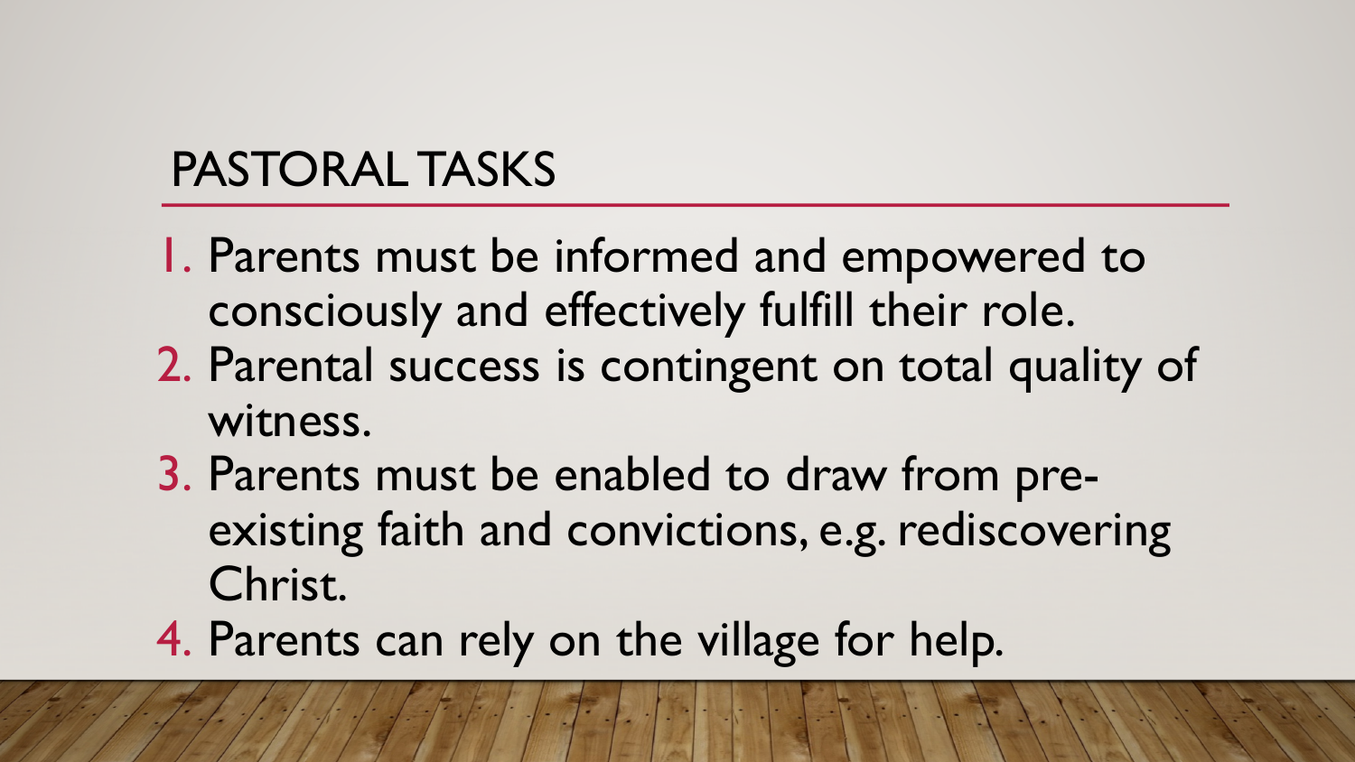## PASTORAL TASKS

1. Parents must be informed and empowered to consciously and effectively fulfill their role.
2. Parental success is contingent on total quality of witness.
3. Parents must be enabled to draw from pre-existing faith and convictions, e.g. rediscovering Christ.
4. Parents can rely on the village for help.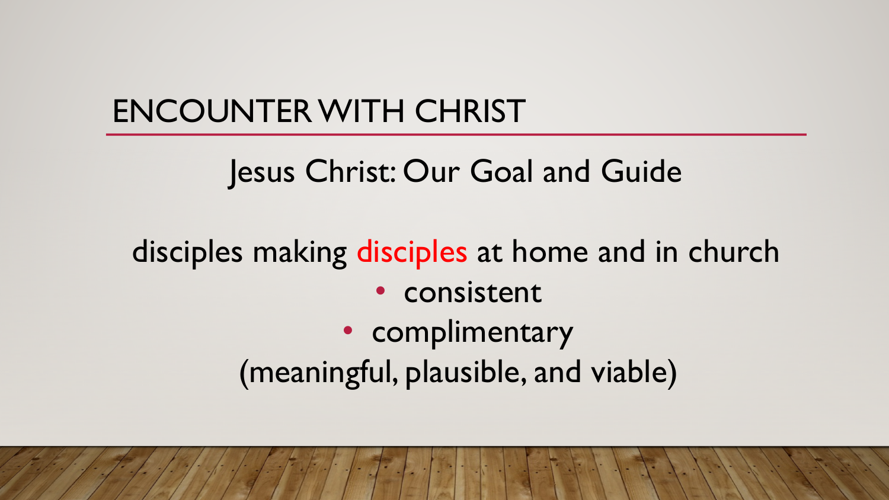# ENCOUNTER WITH CHRIST

Jesus Christ: Our Goal and Guide

disciples making disciples at home and in church

- consistent
- complimentary

(meaningful, plausible, and viable)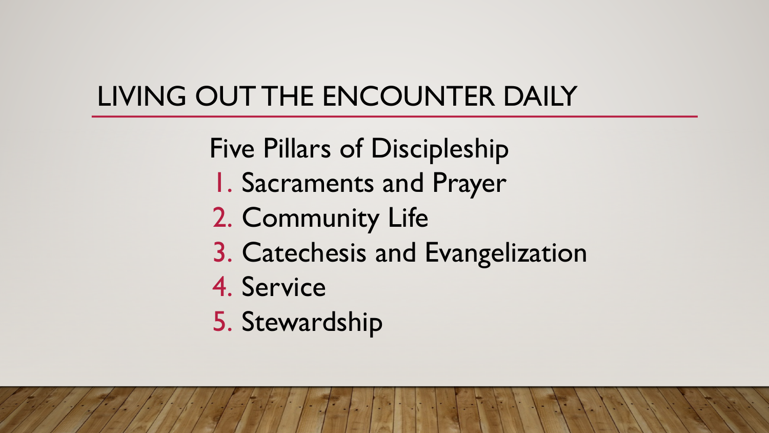# LIVING OUT THE ENCOUNTER DAILY

Five Pillars of Discipleship

1. Sacraments and Prayer
2. Community Life
3. Catechesis and Evangelization
4. Service
5. Stewardship